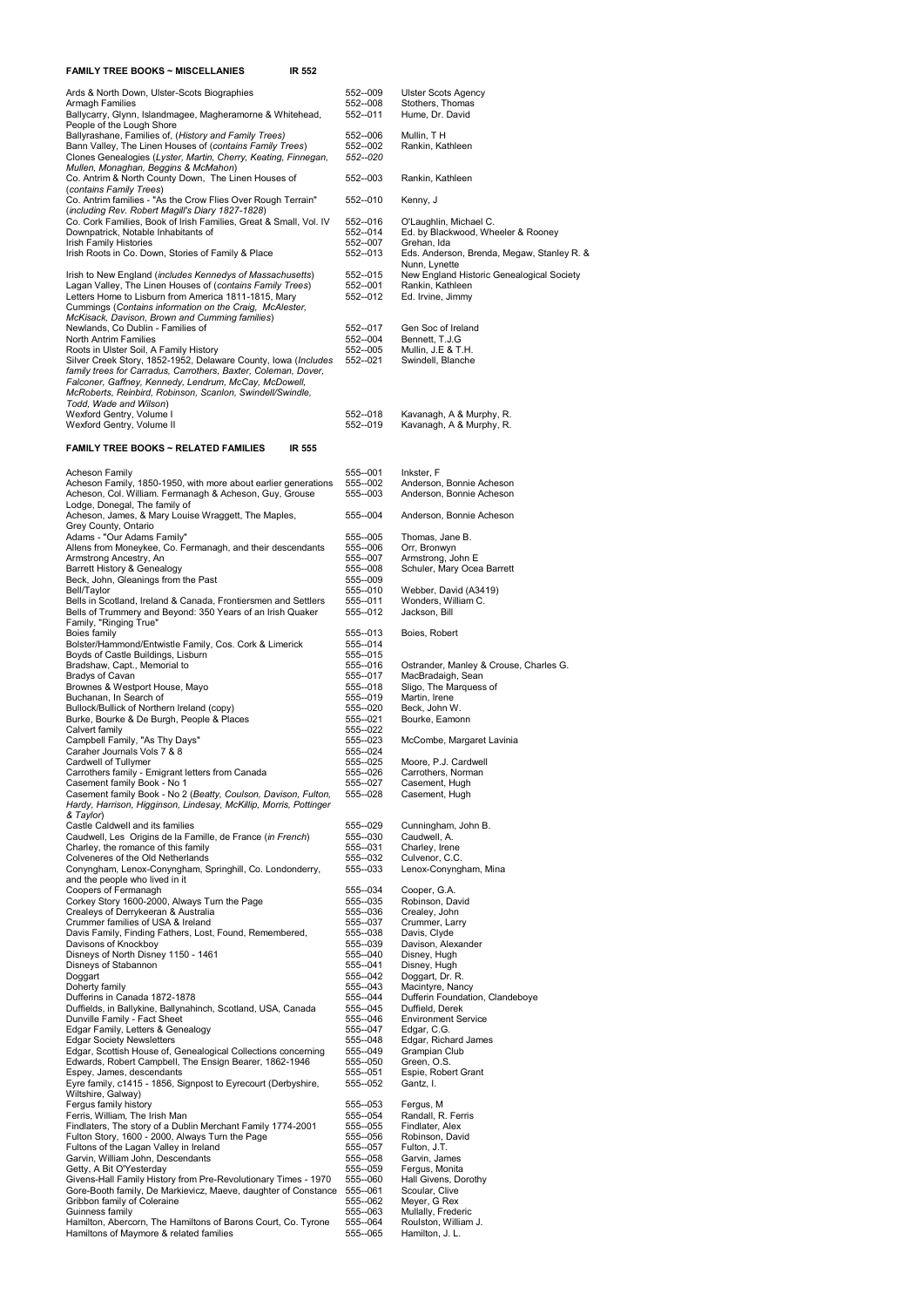## FAMILY TREE BOOKS ~ MISCELLANIES IR 552

| Title | Ref | Author |
|---|---|---|
| Ards & North Down, Ulster-Scots Biographies | 552--009 | Ulster Scots Agency |
| Armagh Families | 552--008 | Stothers, Thomas |
| Ballycarry, Glynn, Islandmagee, Magheramorne & Whitehead, People of the Lough Shore | 552--011 | Hume, Dr. David |
| Ballyrashane, Families of, (*History and Family Trees*) | 552--006 | Mullin, T H |
| Bann Valley, The Linen Houses of (*contains Family Trees*) | 552--002 | Rankin, Kathleen |
| Clones Genealogies (*Lyster, Martin, Cherry, Keating, Finnegan, Mullen, Monaghan, Beggins & McMahon*) | *552--020* | |
| Co. Antrim & North County Down, The Linen Houses of (*contains Family Trees*) | 552--003 | Rankin, Kathleen |
| Co. Antrim families - "As the Crow Flies Over Rough Terrain" (*including Rev. Robert Magill's Diary 1827-1828*) | 552--010 | Kenny, J |
| Co. Cork Families, Book of Irish Families, Great & Small, Vol. IV | 552--016 | O'Laughlin, Michael C. |
| Downpatrick, Notable Inhabitants of | 552--014 | Ed. by Blackwood, Wheeler & Rooney |
| Irish Family Histories | 552--007 | Grehan, Ida |
| Irish Roots in Co. Down, Stories of Family & Place | 552--013 | Eds. Anderson, Brenda, Megaw, Stanley R. & Nunn, Lynette |
| Irish to New England (*includes Kennedys of Massachusetts*) | 552--015 | New England Historic Genealogical Society |
| Lagan Valley, The Linen Houses of (*contains Family Trees*) | 552--001 | Rankin, Kathleen |
| Letters Home to Lisburn from America 1811-1815, Mary Cummings (*Contains information on the Craig, McAlester, McKisack, Davison, Brown and Cumming families*) | 552--012 | Ed. Irvine, Jimmy |
| Newlands, Co Dublin - Families of | 552--017 | Gen Soc of Ireland |
| North Antrim Families | 552--004 | Bennett, T.J.G |
| Roots in Ulster Soil, A Family History | 552--005 | Mullin, J.E & T.H. |
| Silver Creek Story, 1852-1952, Delaware County, Iowa (*Includes family trees for Carradus, Carrothers, Baxter, Coleman, Dover, Falconer, Gaffney, Kennedy, Lendrum, McCay, McDowell, McRoberts, Reinbird, Robinson, Scanlon, Swindell/Swindle, Todd, Wade and Wilson*) | 552--021 | Swindell, Blanche |
| Wexford Gentry, Volume I | 552--018 | Kavanagh, A & Murphy, R. |
| Wexford Gentry, Volume II | 552--019 | Kavanagh, A & Murphy, R. |

## FAMILY TREE BOOKS ~ RELATED FAMILIES IR 555

| Title | Ref | Author |
|---|---|---|
| Acheson Family | 555--001 | Inkster, F |
| Acheson Family, 1850-1950, with more about earlier generations | 555--002 | Anderson, Bonnie Acheson |
| Acheson, Col. William. Fermanagh & Acheson, Guy, Grouse Lodge, Donegal, The family of | 555--003 | Anderson, Bonnie Acheson |
| Acheson, James, & Mary Louise Wraggett, The Maples, Grey County, Ontario | 555--004 | Anderson, Bonnie Acheson |
| Adams - "Our Adams Family" | 555--005 | Thomas, Jane B. |
| Allens from Moneykee, Co. Fermanagh, and their descendants | 555--006 | Orr, Bronwyn |
| Armstrong Ancestry, An | 555--007 | Armstrong, John E |
| Barrett History & Genealogy | 555--008 | Schuler, Mary Ocea Barrett |
| Beck, John, Gleanings from the Past | 555--009 | |
| Bell/Taylor | 555--010 | Webber, David (A3419) |
| Bells in Scotland, Ireland & Canada, Frontiersmen and Settlers | 555--011 | Wonders, William C. |
| Bells of Trummery and Beyond: 350 Years of an Irish Quaker Family, "Ringing True" | 555--012 | Jackson, Bill |
| Boies family | 555--013 | Boies, Robert |
| Bolster/Hammond/Entwistle Family, Cos. Cork & Limerick | 555--014 | |
| Boyds of Castle Buildings, Lisburn | 555--015 | |
| Bradshaw, Capt., Memorial to | 555--016 | Ostrander, Manley & Crouse, Charles G. |
| Bradys of Cavan | 555--017 | MacBradaigh, Sean |
| Brownes & Westport House, Mayo | 555--018 | Sligo, The Marquess of |
| Buchanan, In Search of | 555--019 | Martin, Irene |
| Bullock/Bullick of Northern Ireland (copy) | 555--020 | Beck, John W. |
| Burke, Bourke & De Burgh, People & Places | 555--021 | Bourke, Eamonn |
| Calvert family | 555--022 | |
| Campbell Family, "As Thy Days" | 555--023 | McCombe, Margaret Lavinia |
| Caraher Journals Vols 7 & 8 | 555--024 | |
| Cardwell of Tullymer | 555--025 | Moore, P.J. Cardwell |
| Carrothers family - Emigrant letters from Canada | 555--026 | Carrothers, Norman |
| Casement family Book - No 1 | 555--027 | Casement, Hugh |
| Casement family Book - No 2 (*Beatty, Coulson, Davison, Fulton, Hardy, Harrison, Higginson, Lindesay, McKillip, Morris, Pottinger & Taylor*) | 555--028 | Casement, Hugh |
| Castle Caldwell and its families | 555--029 | Cunningham, John B. |
| Caudwell, Les Origins de la Famille, de France (*in French*) | 555--030 | Caudwell, A. |
| Charley, the romance of this family | 555--031 | Charley, Irene |
| Colveneres of the Old Netherlands | 555--032 | Culvenor, C.C. |
| Conyngham, Lenox-Conyngham, Springhill, Co. Londonderry, and the people who lived in it | 555--033 | Lenox-Conyngham, Mina |
| Coopers of Fermanagh | 555--034 | Cooper, G.A. |
| Corkey Story 1600-2000, Always Turn the Page | 555--035 | Robinson, David |
| Crealeys of Derrykeeran & Australia | 555--036 | Crealey, John |
| Crummer families of USA & Ireland | 555--037 | Crummer, Larry |
| Davis Family, Finding Fathers, Lost, Found, Remembered, | 555--038 | Davis, Clyde |
| Davisons of Knockboy | 555--039 | Davison, Alexander |
| Disneys of North Disney 1150 - 1461 | 555--040 | Disney, Hugh |
| Disneys of Stabannon | 555--041 | Disney, Hugh |
| Doggart | 555--042 | Doggart, Dr. R. |
| Doherty family | 555--043 | Macintyre, Nancy |
| Dufferins in Canada 1872-1878 | 555--044 | Dufferin Foundation, Clandeboye |
| Duffields, in Ballykine, Ballynahinch, Scotland, USA, Canada | 555--045 | Duffield, Derek |
| Dunville Family - Fact Sheet | 555--046 | Environment Service |
| Edgar Family, Letters & Genealogy | 555--047 | Edgar, C.G. |
| Edgar Society Newsletters | 555--048 | Edgar, Richard James |
| Edgar, Scottish House of, Genealogical Collections concerning | 555--049 | Grampian Club |
| Edwards, Robert Campbell, The Ensign Bearer, 1862-1946 | 555--050 | Green, O.S. |
| Espey, James, descendants | 555--051 | Espie, Robert Grant |
| Eyre family, c1415 - 1856, Signpost to Eyrecourt (Derbyshire, Wiltshire, Galway) | 555--052 | Gantz, I. |
| Fergus family history | 555--053 | Fergus, M |
| Ferris, William, The Irish Man | 555--054 | Randall, R. Ferris |
| Findlaters, The story of a Dublin Merchant Family 1774-2001 | 555--055 | Findlater, Alex |
| Fulton Story, 1600 - 2000, Always Turn the Page | 555--056 | Robinson, David |
| Fultons of the Lagan Valley in Ireland | 555--057 | Fulton, J.T. |
| Garvin, William John, Descendants | 555--058 | Garvin, James |
| Getty, A Bit O'Yesterday | 555--059 | Fergus, Monita |
| Givens-Hall Family History from Pre-Revolutionary Times - 1970 | 555--060 | Hall Givens, Dorothy |
| Gore-Booth family, De Markievicz, Maeve, daughter of Constance | 555--061 | Scoular, Clive |
| Gribbon family of Coleraine | 555--062 | Meyer, G Rex |
| Guinness family | 555--063 | Mullally, Frederic |
| Hamilton, Abercorn, The Hamiltons of Barons Court, Co. Tyrone | 555--064 | Roulston, William J. |
| Hamiltons of Maymore & related families | 555--065 | Hamilton, J. L. |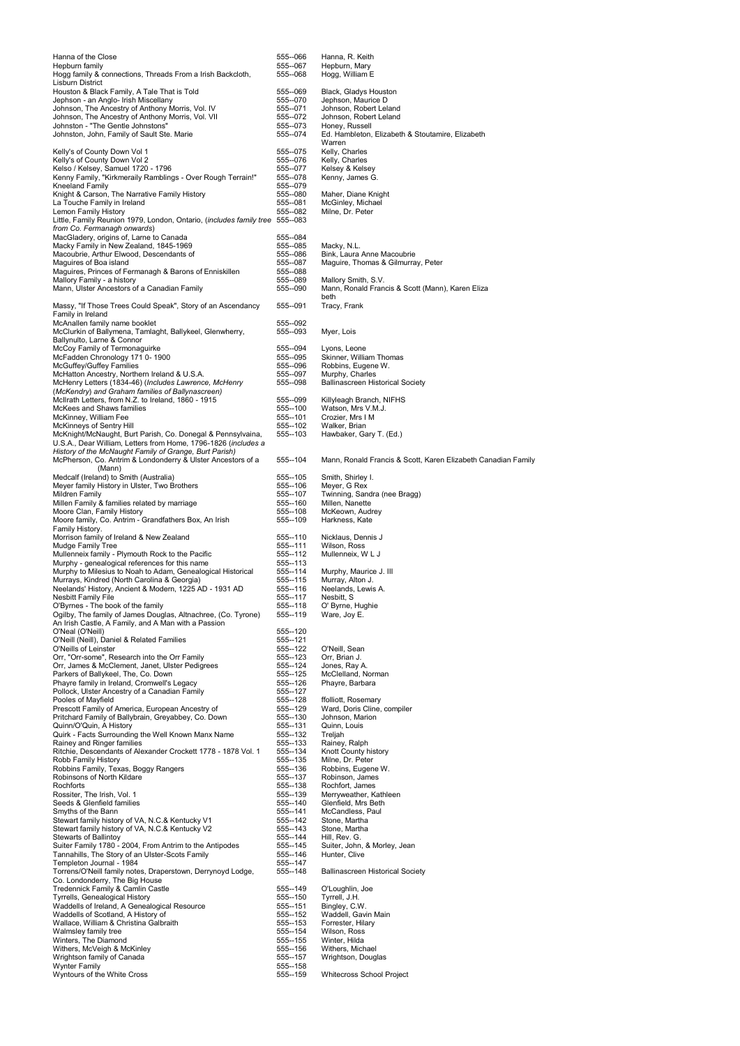| | | |
|---|---|---|
| Hanna of the Close | 555--066 | Hanna, R. Keith |
| Hepburn family | 555--067 | Hepburn, Mary |
| Hogg family & connections, Threads From a Irish Backcloth, Lisburn District | 555--068 | Hogg, William E |
| Houston & Black Family, A Tale That is Told | 555--069 | Black, Gladys Houston |
| Jephson - an Anglo- Irish Miscellany | 555--070 | Jephson, Maurice D |
| Johnson, The Ancestry of Anthony Morris, Vol. IV | 555--071 | Johnson, Robert Leland |
| Johnson, The Ancestry of Anthony Morris, Vol. VII | 555--072 | Johnson, Robert Leland |
| Johnston - "The Gentle Johnstons" | 555--073 | Honey, Russell |
| Johnston, John, Family of Sault Ste. Marie | 555--074 | Ed. Hambleton, Elizabeth & Stoutamire, Elizabeth Warren |
| Kelly's of County Down Vol 1 | 555--075 | Kelly, Charles |
| Kelly's of County Down Vol 2 | 555--076 | Kelly, Charles |
| Kelso / Kelsey, Samuel 1720 - 1796 | 555--077 | Kelsey & Kelsey |
| Kenny Family, "Kirkmeraily Ramblings - Over Rough Terrain!" | 555--078 | Kenny, James G. |
| Kneeland Family | 555--079 | |
| Knight & Carson, The Narrative Family History | 555--080 | Maher, Diane Knight |
| La Touche Family in Ireland | 555--081 | McGinley, Michael |
| Lemon Family History | 555--082 | Milne, Dr. Peter |
| Little, Family Reunion 1979, London, Ontario, (*includes family tree from Co. Fermanagh onwards*) | 555--083 | |
| MacGladery, origins of, Larne to Canada | 555--084 | |
| Macky Family in New Zealand, 1845-1969 | 555--085 | Macky, N.L. |
| Macoubrie, Arthur Elwood, Descendants of | 555--086 | Bink, Laura Anne Macoubrie |
| Maguires of Boa island | 555--087 | Maguire, Thomas & Gilmurray, Peter |
| Maguires, Princes of Fermanagh & Barons of Enniskillen | 555--088 | |
| Mallory Family - a history | 555--089 | Mallory Smith, S.V. |
| Mann, Ulster Ancestors of a Canadian Family | 555--090 | Mann, Ronald Francis & Scott (Mann), Karen Eliza beth |
| Massy, "If Those Trees Could Speak", Story of an Ascendancy Family in Ireland | 555--091 | Tracy, Frank |
| McAnallen family name booklet | 555--092 | |
| McClurkin of Ballymena, Tamlaght, Ballykeel, Glenwherry, Ballynulto, Larne & Connor | 555--093 | Myer, Lois |
| McCoy Family of Termonaguirke | 555--094 | Lyons, Leone |
| McFadden Chronology 171 0- 1900 | 555--095 | Skinner, William Thomas |
| McGuffey/Guffey Families | 555--096 | Robbins, Eugene W. |
| McHatton Ancestry, Northern Ireland & U.S.A. | 555--097 | Murphy, Charles |
| McHenry Letters (1834-46) (*Includes Lawrence, McHenry (McKendry) and Graham families of Ballynascreen)* | 555--098 | Ballinascreen Historical Society |
| McIlrath Letters, from N.Z. to Ireland, 1860 - 1915 | 555--099 | Killyleagh Branch, NIFHS |
| McKees and Shaws families | 555--100 | Watson, Mrs V.M.J. |
| McKinney, William Fee | 555--101 | Crozier, Mrs I M |
| McKinneys of Sentry Hill | 555--102 | Walker, Brian |
| McKnight/McNaught, Burt Parish, Co. Donegal & Pennsylvaina, U.S.A., Dear William, Letters from Home, 1796-1826 (*includes a History of the McNaught Family of Grange, Burt Parish)* | 555--103 | Hawbaker, Gary T. (Ed.) |
| McPherson, Co. Antrim & Londonderry & Ulster Ancestors of a (Mann) | 555--104 | Mann, Ronald Francis & Scott, Karen Elizabeth Canadian Family |
| Medcalf (Ireland) to Smith (Australia) | 555--105 | Smith, Shirley I. |
| Meyer family History in Ulster, Two Brothers | 555--106 | Meyer, G Rex |
| Mildren Family | 555--107 | Twinning, Sandra (nee Bragg) |
| Millen Family & families related by marriage | 555--160 | Millen, Nanette |
| Moore Clan, Family History | 555--108 | McKeown, Audrey |
| Moore family, Co. Antrim - Grandfathers Box, An Irish Family History. | 555--109 | Harkness, Kate |
| Morrison family of Ireland & New Zealand | 555--110 | Nicklaus, Dennis J |
| Mudge Family Tree | 555--111 | Wilson, Ross |
| Mullenneix family - Plymouth Rock to the Pacific | 555--112 | Mullenneix, W L J |
| Murphy - genealogical references for this name | 555--113 | |
| Murphy to Milesius to Noah to Adam, Genealogical Historical | 555--114 | Murphy, Maurice J. III |
| Murrays, Kindred (North Carolina & Georgia) | 555--115 | Murray, Alton J. |
| Neelands' History, Ancient & Modern, 1225 AD - 1931 AD | 555--116 | Neelands, Lewis A. |
| Nesbitt Family File | 555--117 | Nesbitt, S |
| O'Byrnes - The book of the family | 555--118 | O' Byrne, Hughie |
| Ogilby, The family of James Douglas, Altnachree, (Co. Tyrone) An Irish Castle, A Family, and A Man with a Passion | 555--119 | Ware, Joy E. |
| O'Neal (O'Neill) | 555--120 | |
| O'Neill (Neill), Daniel & Related Families | 555--121 | |
| O'Neills of Leinster | 555--122 | O'Neill, Sean |
| Orr, "Orr-some", Research into the Orr Family | 555--123 | Orr, Brian J. |
| Orr, James & McClement, Janet, Ulster Pedigrees | 555--124 | Jones, Ray A. |
| Parkers of Ballykeel, The, Co. Down | 555--125 | McClelland, Norman |
| Phayre family in Ireland, Cromwell's Legacy | 555--126 | Phayre, Barbara |
| Pollock, Ulster Ancestry of a Canadian Family | 555--127 | |
| Pooles of Mayfield | 555--128 | ffolliott, Rosemary |
| Prescott Family of America, European Ancestry of | 555--129 | Ward, Doris Cline, compiler |
| Pritchard Family of Ballybrain, Greyabbey, Co. Down | 555--130 | Johnson, Marion |
| Quinn/O'Quin, A History | 555--131 | Quinn, Louis |
| Quirk - Facts Surrounding the Well Known Manx Name | 555--132 | Treljah |
| Rainey and Ringer families | 555--133 | Rainey, Ralph |
| Ritchie, Descendants of Alexander Crockett 1778 - 1878 Vol. 1 | 555--134 | Knott County history |
| Robb Family History | 555--135 | Milne, Dr. Peter |
| Robbins Family, Texas, Boggy Rangers | 555--136 | Robbins, Eugene W. |
| Robinsons of North Kildare | 555--137 | Robinson, James |
| Rochforts | 555--138 | Rochfort, James |
| Rossiter, The Irish, Vol. 1 | 555--139 | Merryweather, Kathleen |
| Seeds & Glenfield families | 555--140 | Glenfield, Mrs Beth |
| Smyths of the Bann | 555--141 | McCandless, Paul |
| Stewart family history of VA, N.C.& Kentucky V1 | 555--142 | Stone, Martha |
| Stewart family history of VA, N.C.& Kentucky V2 | 555--143 | Stone, Martha |
| Stewarts of Ballintoy | 555--144 | Hill, Rev. G. |
| Suiter Family 1780 - 2004, From Antrim to the Antipodes | 555--145 | Suiter, John, & Morley, Jean |
| Tannahills, The Story of an Ulster-Scots Family | 555--146 | Hunter, Clive |
| Templeton Journal - 1984 | 555--147 | |
| Torrens/O'Neill family notes, Draperstown, Derrynoyd Lodge, Co. Londonderry, The Big House | 555--148 | Ballinascreen Historical Society |
| Tredennick Family & Camlin Castle | 555--149 | O'Loughlin, Joe |
| Tyrrells, Genealogical History | 555--150 | Tyrrell, J.H. |
| Waddells of Ireland, A Genealogical Resource | 555--151 | Bingley, C.W. |
| Waddells of Scotland, A History of | 555--152 | Waddell, Gavin Main |
| Wallace, William & Christina Galbraith | 555--153 | Forrester, Hilary |
| Walmsley family tree | 555--154 | Wilson, Ross |
| Winters, The Diamond | 555--155 | Winter, Hilda |
| Withers, McVeigh & McKinley | 555--156 | Withers, Michael |
| Wrightson family of Canada | 555--157 | Wrightson, Douglas |
| Wynter Family | 555--158 | |
| Wyntours of the White Cross | 555--159 | Whitecross School Project |